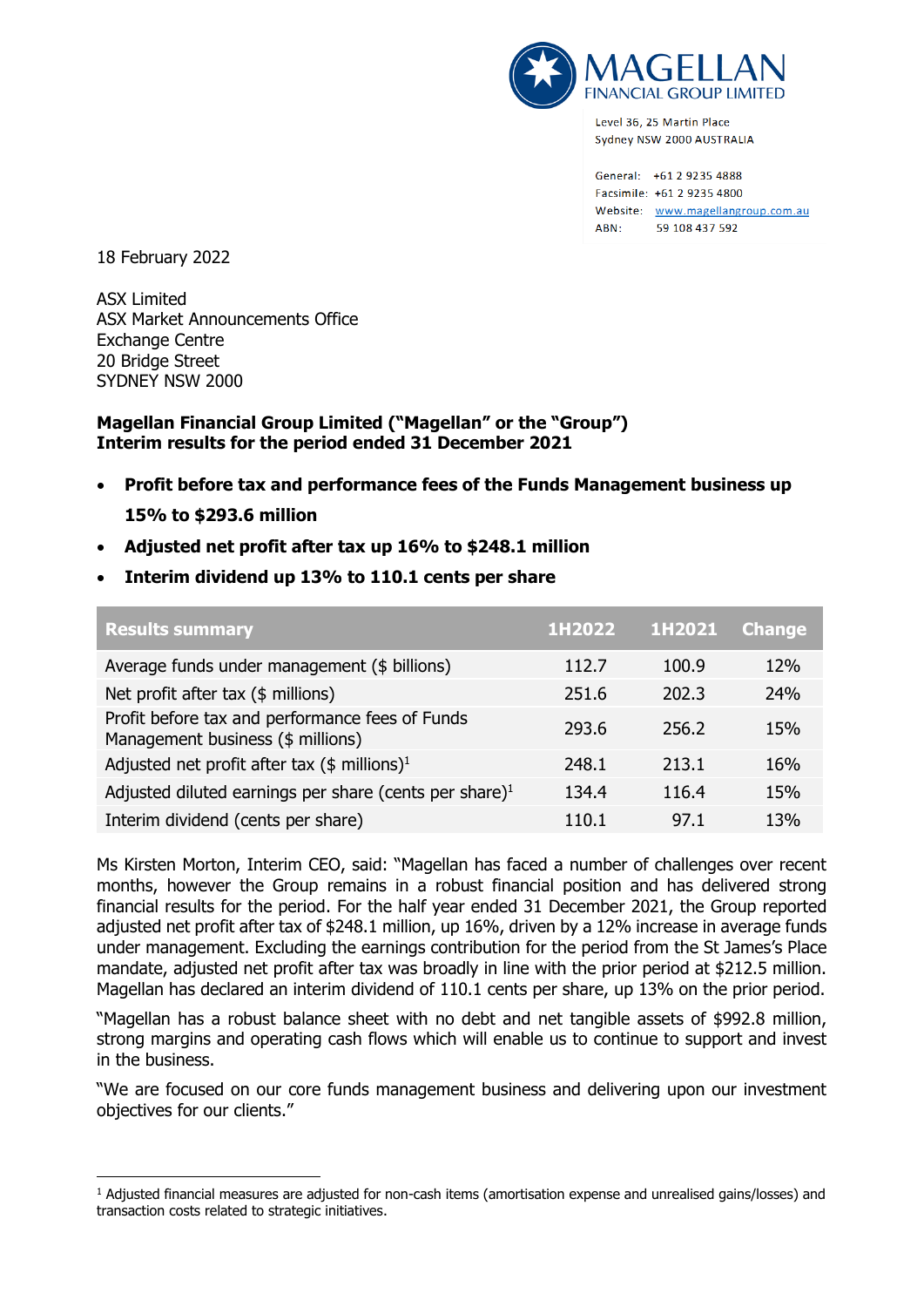MAGELLAN
FINANCIAL GROUP LIMITED

Level 36, 25 Martin Place
Sydney NSW 2000 AUSTRALIA

General: +61 2 9235 4888
Facsimile: +61 2 9235 4800
Website: www.magellangroup.com.au
ABN: 59 108 437 592

18 February 2022

ASX Limited
ASX Market Announcements Office
Exchange Centre
20 Bridge Street
SYDNEY NSW 2000

**Magellan Financial Group Limited ("Magellan" or the "Group")**
**Interim results for the period ended 31 December 2021**

- **Profit before tax and performance fees of the Funds Management business up 15% to $293.6 million**
- **Adjusted net profit after tax up 16% to $248.1 million**
- **Interim dividend up 13% to 110.1 cents per share**

| Results summary | 1H2022 | 1H2021 | Change |
|---|---|---|---|
| Average funds under management ($ billions) | 112.7 | 100.9 | 12% |
| Net profit after tax ($ millions) | 251.6 | 202.3 | 24% |
| Profit before tax and performance fees of Funds Management business ($ millions) | 293.6 | 256.2 | 15% |
| Adjusted net profit after tax ($ millions)[1] | 248.1 | 213.1 | 16% |
| Adjusted diluted earnings per share (cents per share)[1] | 134.4 | 116.4 | 15% |
| Interim dividend (cents per share) | 110.1 | 97.1 | 13% |

Ms Kirsten Morton, Interim CEO, said: "Magellan has faced a number of challenges over recent months, however the Group remains in a robust financial position and has delivered strong financial results for the period. For the half year ended 31 December 2021, the Group reported adjusted net profit after tax of $248.1 million, up 16%, driven by a 12% increase in average funds under management. Excluding the earnings contribution for the period from the St James's Place mandate, adjusted net profit after tax was broadly in line with the prior period at $212.5 million. Magellan has declared an interim dividend of 110.1 cents per share, up 13% on the prior period.

"Magellan has a robust balance sheet with no debt and net tangible assets of $992.8 million, strong margins and operating cash flows which will enable us to continue to support and invest in the business.

"We are focused on our core funds management business and delivering upon our investment objectives for our clients."

[1] Adjusted financial measures are adjusted for non-cash items (amortisation expense and unrealised gains/losses) and transaction costs related to strategic initiatives.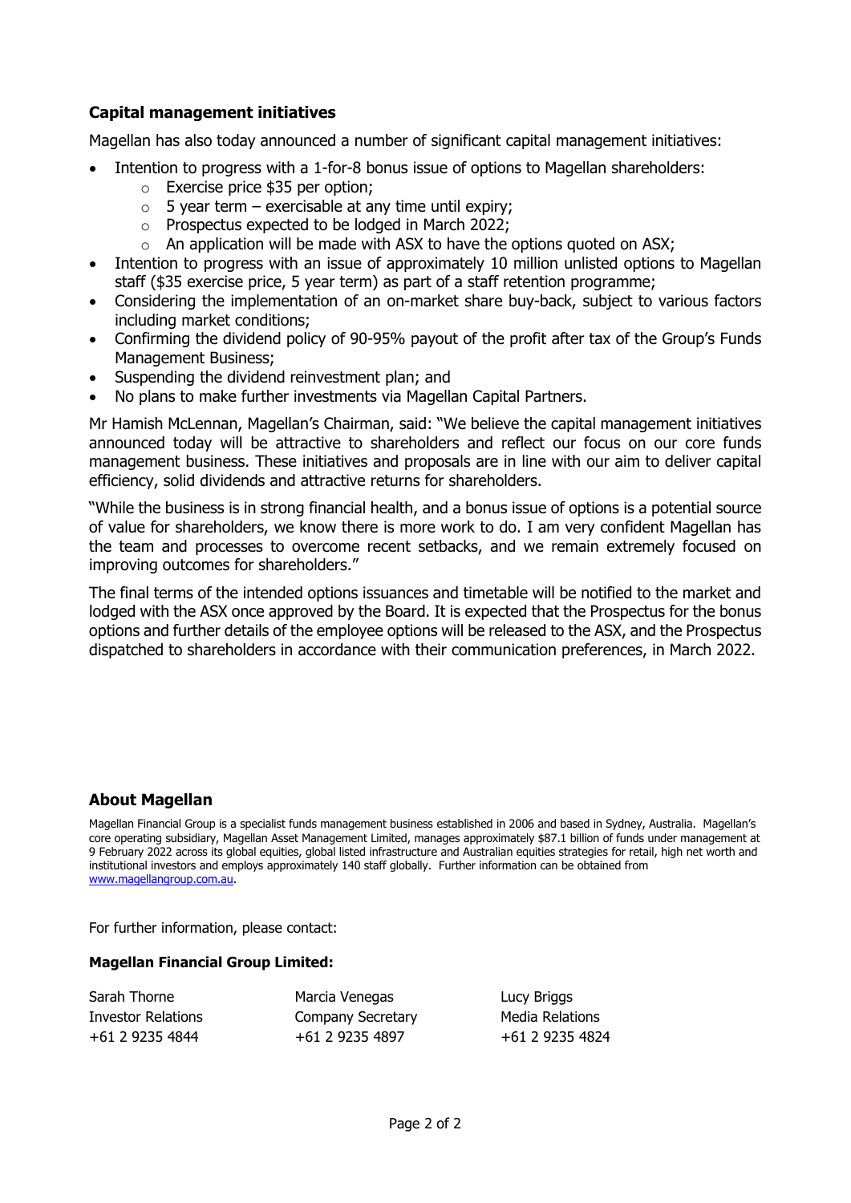## Capital management initiatives

Magellan has also today announced a number of significant capital management initiatives:

- Intention to progress with a 1-for-8 bonus issue of options to Magellan shareholders:
  - Exercise price $35 per option;
  - 5 year term – exercisable at any time until expiry;
  - Prospectus expected to be lodged in March 2022;
  - An application will be made with ASX to have the options quoted on ASX;
- Intention to progress with an issue of approximately 10 million unlisted options to Magellan staff ($35 exercise price, 5 year term) as part of a staff retention programme;
- Considering the implementation of an on-market share buy-back, subject to various factors including market conditions;
- Confirming the dividend policy of 90-95% payout of the profit after tax of the Group's Funds Management Business;
- Suspending the dividend reinvestment plan; and
- No plans to make further investments via Magellan Capital Partners.

Mr Hamish McLennan, Magellan's Chairman, said: "We believe the capital management initiatives announced today will be attractive to shareholders and reflect our focus on our core funds management business. These initiatives and proposals are in line with our aim to deliver capital efficiency, solid dividends and attractive returns for shareholders.

"While the business is in strong financial health, and a bonus issue of options is a potential source of value for shareholders, we know there is more work to do. I am very confident Magellan has the team and processes to overcome recent setbacks, and we remain extremely focused on improving outcomes for shareholders."

The final terms of the intended options issuances and timetable will be notified to the market and lodged with the ASX once approved by the Board. It is expected that the Prospectus for the bonus options and further details of the employee options will be released to the ASX, and the Prospectus dispatched to shareholders in accordance with their communication preferences, in March 2022.

## About Magellan

Magellan Financial Group is a specialist funds management business established in 2006 and based in Sydney, Australia. Magellan's core operating subsidiary, Magellan Asset Management Limited, manages approximately $87.1 billion of funds under management at 9 February 2022 across its global equities, global listed infrastructure and Australian equities strategies for retail, high net worth and institutional investors and employs approximately 140 staff globally. Further information can be obtained from www.magellangroup.com.au.

For further information, please contact:

**Magellan Financial Group Limited:**

| | | |
|---|---|---|
| Sarah Thorne | Marcia Venegas | Lucy Briggs |
| Investor Relations | Company Secretary | Media Relations |
| +61 2 9235 4844 | +61 2 9235 4897 | +61 2 9235 4824 |